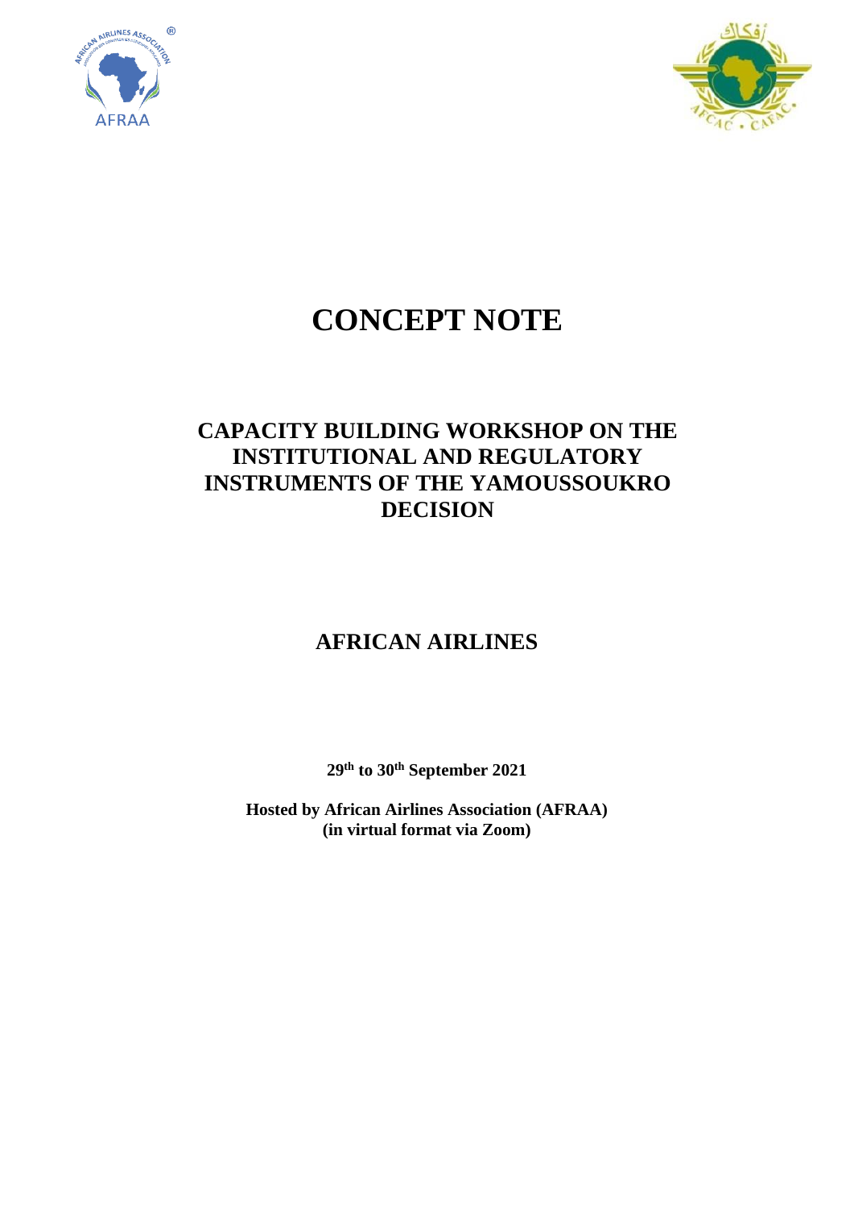# CONCEPT NOTE

## CAPACITY BUILDING WORKSHOP ON THE INSTITUTIONAL AND REGULATORY INSTRUMENTS OF THE YAMOUSSOUKRO DECISION

## AFRICAN AIRLINES

**29th to 30th September 2021**

**Hosted by African Airlines Association (AFRAA)**
**(in virtual format via Zoom)**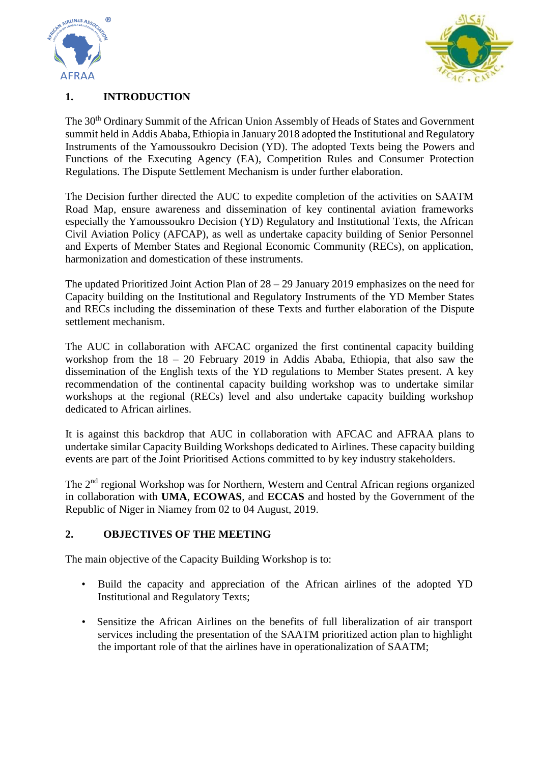## 1. INTRODUCTION

The 30th Ordinary Summit of the African Union Assembly of Heads of States and Government summit held in Addis Ababa, Ethiopia in January 2018 adopted the Institutional and Regulatory Instruments of the Yamoussoukro Decision (YD). The adopted Texts being the Powers and Functions of the Executing Agency (EA), Competition Rules and Consumer Protection Regulations. The Dispute Settlement Mechanism is under further elaboration.

The Decision further directed the AUC to expedite completion of the activities on SAATM Road Map, ensure awareness and dissemination of key continental aviation frameworks especially the Yamoussoukro Decision (YD) Regulatory and Institutional Texts, the African Civil Aviation Policy (AFCAP), as well as undertake capacity building of Senior Personnel and Experts of Member States and Regional Economic Community (RECs), on application, harmonization and domestication of these instruments.

The updated Prioritized Joint Action Plan of 28 – 29 January 2019 emphasizes on the need for Capacity building on the Institutional and Regulatory Instruments of the YD Member States and RECs including the dissemination of these Texts and further elaboration of the Dispute settlement mechanism.

The AUC in collaboration with AFCAC organized the first continental capacity building workshop from the 18 – 20 February 2019 in Addis Ababa, Ethiopia, that also saw the dissemination of the English texts of the YD regulations to Member States present. A key recommendation of the continental capacity building workshop was to undertake similar workshops at the regional (RECs) level and also undertake capacity building workshop dedicated to African airlines.

It is against this backdrop that AUC in collaboration with AFCAC and AFRAA plans to undertake similar Capacity Building Workshops dedicated to Airlines. These capacity building events are part of the Joint Prioritised Actions committed to by key industry stakeholders.

The 2nd regional Workshop was for Northern, Western and Central African regions organized in collaboration with **UMA**, **ECOWAS**, and **ECCAS** and hosted by the Government of the Republic of Niger in Niamey from 02 to 04 August, 2019.

## 2. OBJECTIVES OF THE MEETING

The main objective of the Capacity Building Workshop is to:

- Build the capacity and appreciation of the African airlines of the adopted YD Institutional and Regulatory Texts;
- Sensitize the African Airlines on the benefits of full liberalization of air transport services including the presentation of the SAATM prioritized action plan to highlight the important role of that the airlines have in operationalization of SAATM;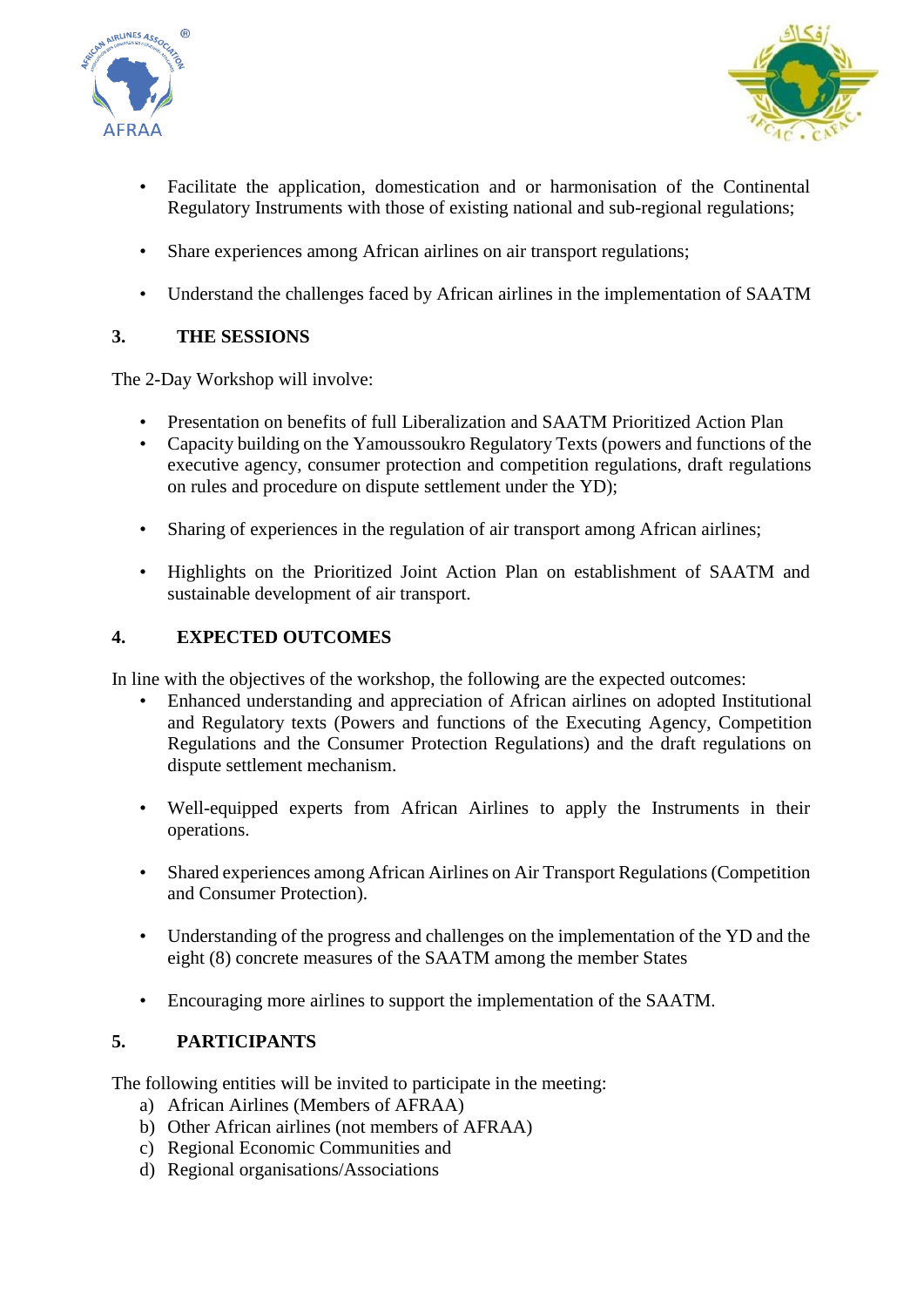- Facilitate the application, domestication and or harmonisation of the Continental Regulatory Instruments with those of existing national and sub-regional regulations;

- Share experiences among African airlines on air transport regulations;

- Understand the challenges faced by African airlines in the implementation of SAATM

## 3. THE SESSIONS

The 2-Day Workshop will involve:

- Presentation on benefits of full Liberalization and SAATM Prioritized Action Plan
- Capacity building on the Yamoussoukro Regulatory Texts (powers and functions of the executive agency, consumer protection and competition regulations, draft regulations on rules and procedure on dispute settlement under the YD);

- Sharing of experiences in the regulation of air transport among African airlines;

- Highlights on the Prioritized Joint Action Plan on establishment of SAATM and sustainable development of air transport.

## 4. EXPECTED OUTCOMES

In line with the objectives of the workshop, the following are the expected outcomes:

- Enhanced understanding and appreciation of African airlines on adopted Institutional and Regulatory texts (Powers and functions of the Executing Agency, Competition Regulations and the Consumer Protection Regulations) and the draft regulations on dispute settlement mechanism.

- Well-equipped experts from African Airlines to apply the Instruments in their operations.

- Shared experiences among African Airlines on Air Transport Regulations (Competition and Consumer Protection).

- Understanding of the progress and challenges on the implementation of the YD and the eight (8) concrete measures of the SAATM among the member States

- Encouraging more airlines to support the implementation of the SAATM.

## 5. PARTICIPANTS

The following entities will be invited to participate in the meeting:

a) African Airlines (Members of AFRAA)
b) Other African airlines (not members of AFRAA)
c) Regional Economic Communities and
d) Regional organisations/Associations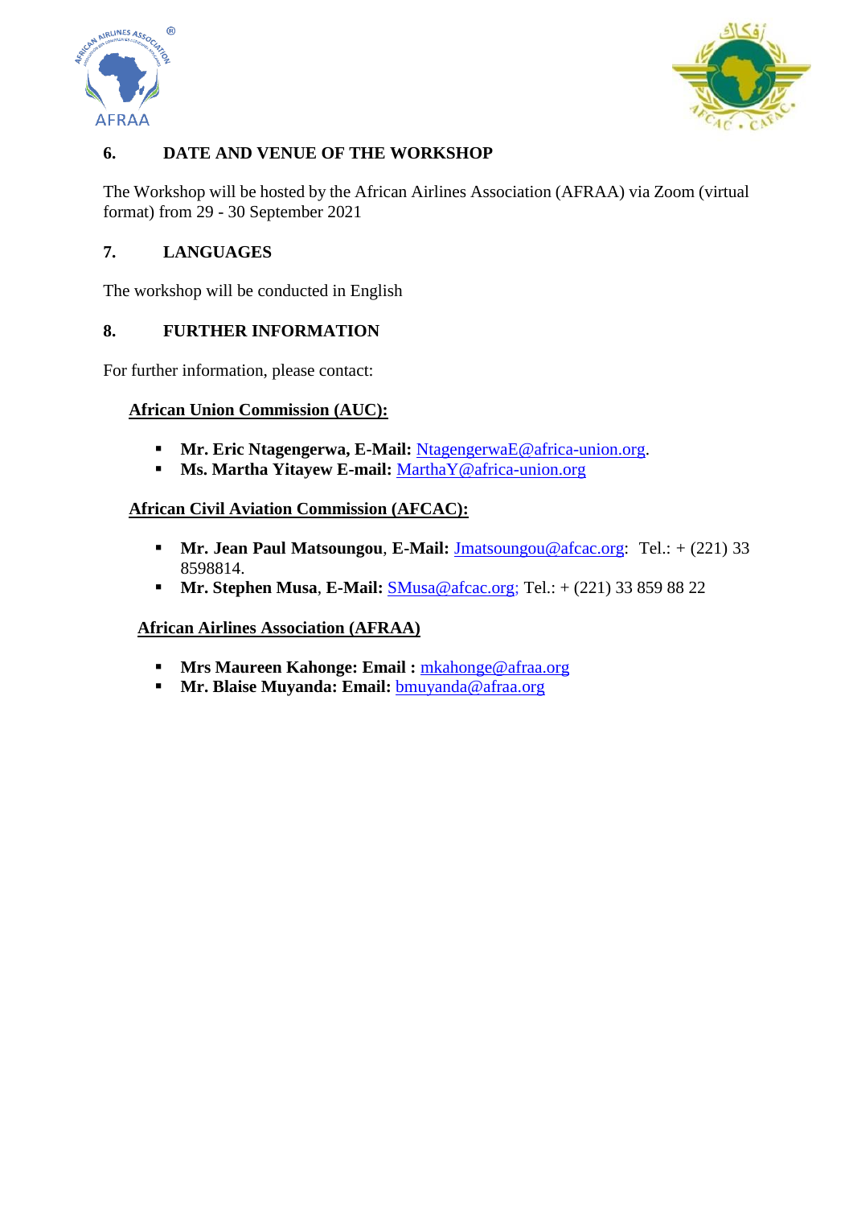## 6. DATE AND VENUE OF THE WORKSHOP

The Workshop will be hosted by the African Airlines Association (AFRAA) via Zoom (virtual format) from 29 - 30 September 2021

## 7. LANGUAGES

The workshop will be conducted in English

## 8. FURTHER INFORMATION

For further information, please contact:

**African Union Commission (AUC):**

- **Mr. Eric Ntagengerwa, E-Mail:** NtagengerwaE@africa-union.org.
- **Ms. Martha Yitayew E-mail:** MarthaY@africa-union.org

**African Civil Aviation Commission (AFCAC):**

- **Mr. Jean Paul Matsoungou**, **E-Mail:** Jmatsoungou@afcac.org: Tel.: + (221) 33 8598814.
- **Mr. Stephen Musa**, **E-Mail:** SMusa@afcac.org; Tel.: + (221) 33 859 88 22

**African Airlines Association (AFRAA)**

- **Mrs Maureen Kahonge: Email :** mkahonge@afraa.org
- **Mr. Blaise Muyanda: Email:** bmuyanda@afraa.org